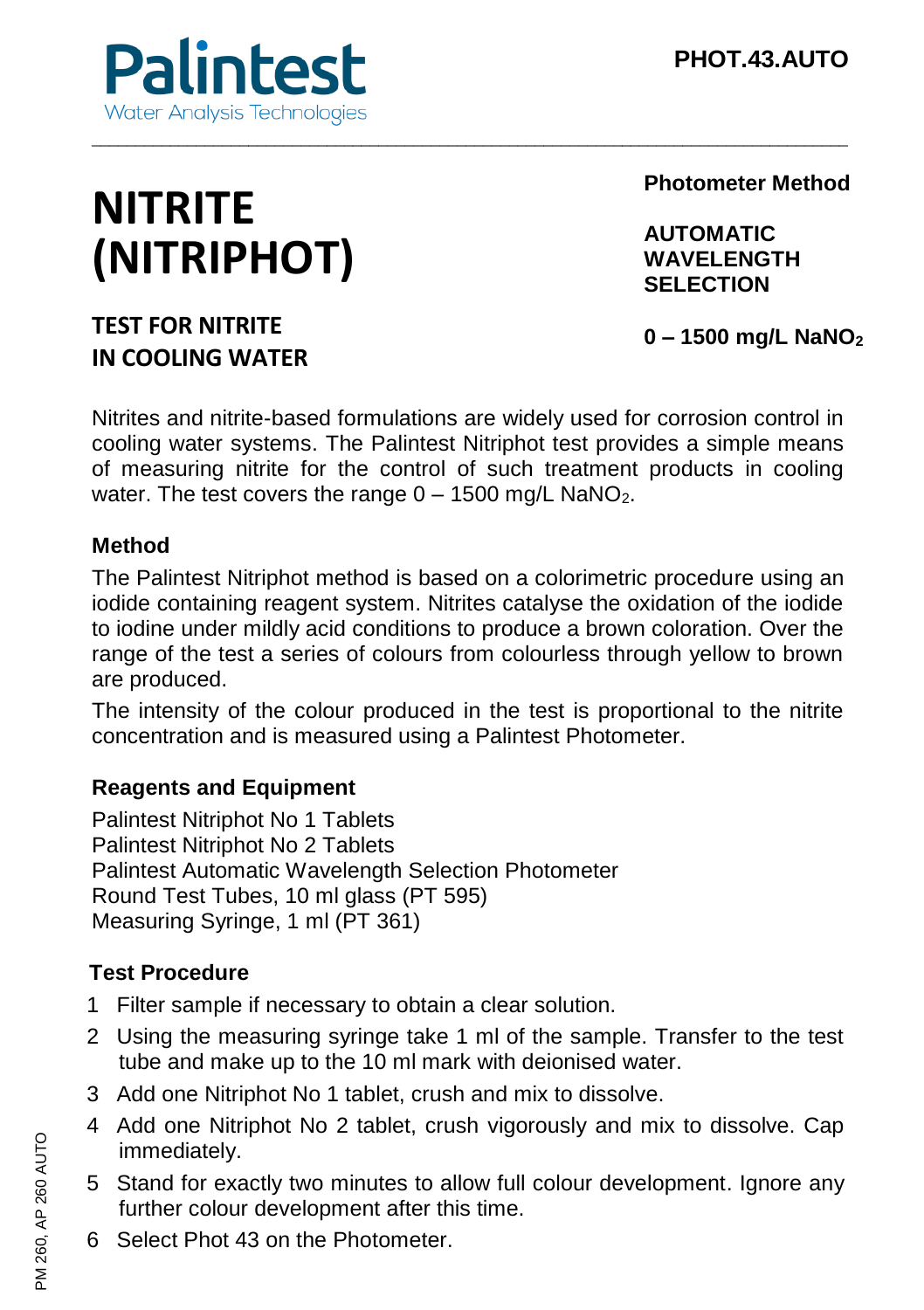Palintest
Water Analysis Technologies

PHOT.43.AUTO

# NITRITE (NITRIPHOT)

## TEST FOR NITRITE IN COOLING WATER

**Photometer Method**

**AUTOMATIC WAVELENGTH SELECTION**

**0 – 1500 mg/L $NaNO_2$**

Nitrites and nitrite-based formulations are widely used for corrosion control in cooling water systems. The Palintest Nitriphot test provides a simple means of measuring nitrite for the control of such treatment products in cooling water. The test covers the range 0 – 1500 mg/L $NaNO_2$.

### Method

The Palintest Nitriphot method is based on a colorimetric procedure using an iodide containing reagent system. Nitrites catalyse the oxidation of the iodide to iodine under mildly acid conditions to produce a brown coloration. Over the range of the test a series of colours from colourless through yellow to brown are produced.

The intensity of the colour produced in the test is proportional to the nitrite concentration and is measured using a Palintest Photometer.

### Reagents and Equipment

Palintest Nitriphot No 1 Tablets
Palintest Nitriphot No 2 Tablets
Palintest Automatic Wavelength Selection Photometer
Round Test Tubes, 10 ml glass (PT 595)
Measuring Syringe, 1 ml (PT 361)

### Test Procedure

1. Filter sample if necessary to obtain a clear solution.
2. Using the measuring syringe take 1 ml of the sample. Transfer to the test tube and make up to the 10 ml mark with deionised water.
3. Add one Nitriphot No 1 tablet, crush and mix to dissolve.
4. Add one Nitriphot No 2 tablet, crush vigorously and mix to dissolve. Cap immediately.
5. Stand for exactly two minutes to allow full colour development. Ignore any further colour development after this time.
6. Select Phot 43 on the Photometer.

PM 260, AP 260 AUTO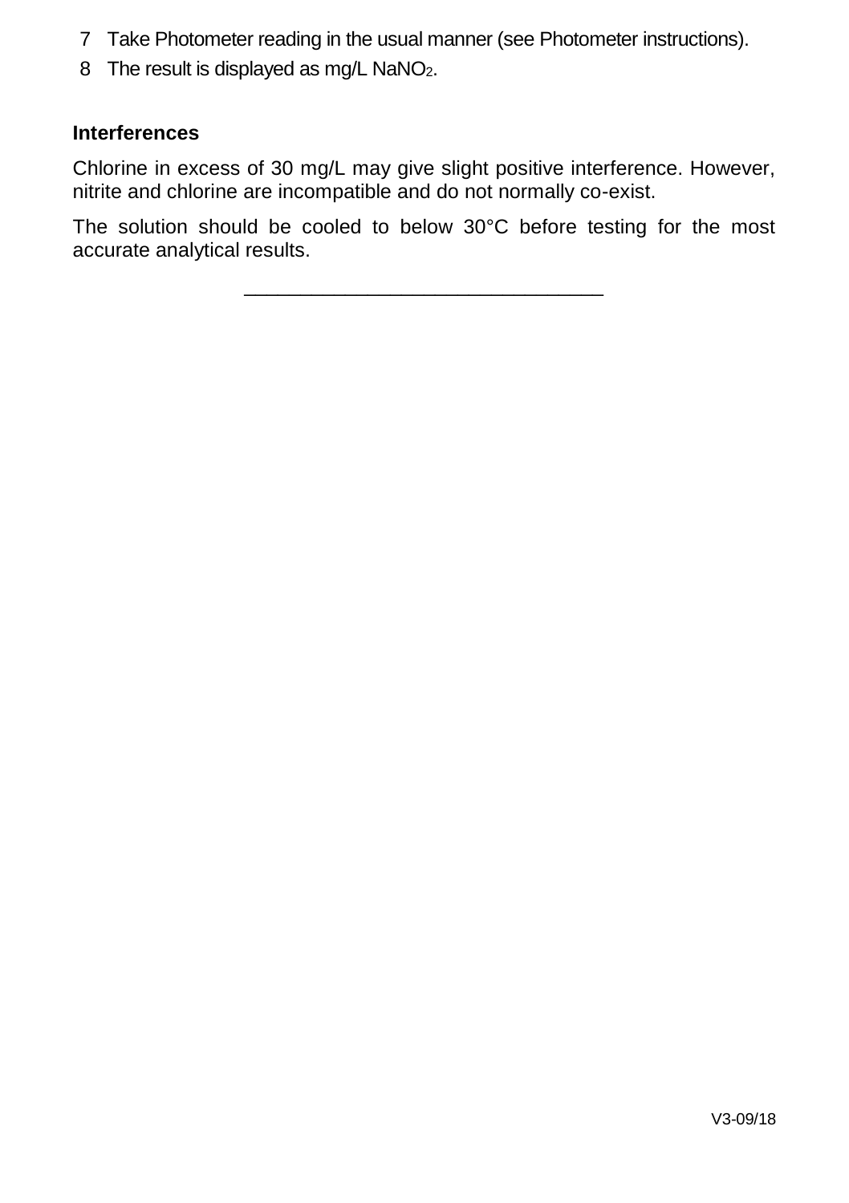7. Take Photometer reading in the usual manner (see Photometer instructions).
8. The result is displayed as mg/L $NaNO_2$.

## Interferences

Chlorine in excess of 30 mg/L may give slight positive interference. However, nitrite and chlorine are incompatible and do not normally co-exist.

The solution should be cooled to below 30°C before testing for the most accurate analytical results.

---

V3-09/18